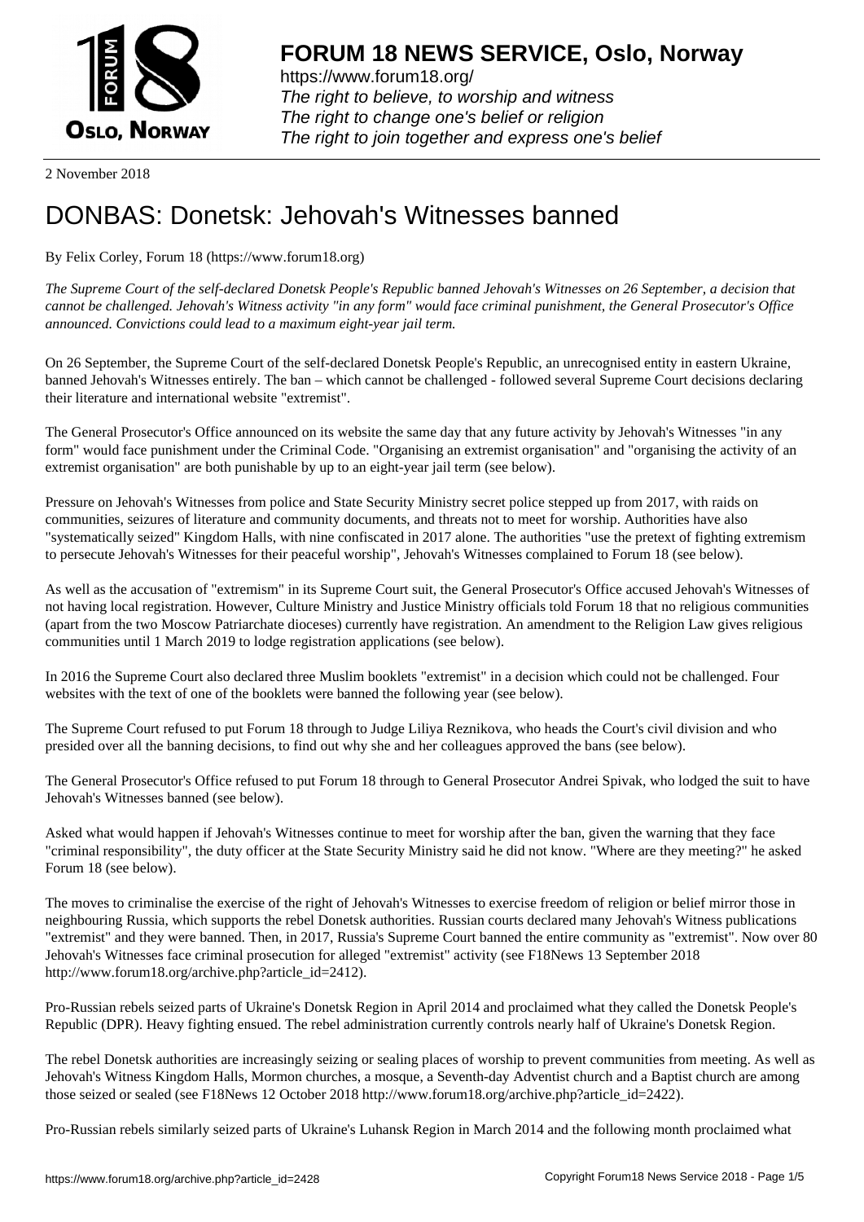**FORUM 18 NEWS SERVICE, Oslo, Norway**

https://www.forum18.org/
*The right to believe, to worship and witness*
*The right to change one's belief or religion*
*The right to join together and express one's belief*

2 November 2018

# DONBAS: Donetsk: Jehovah's Witnesses banned

By Felix Corley, Forum 18 (https://www.forum18.org)

*The Supreme Court of the self-declared Donetsk People's Republic banned Jehovah's Witnesses on 26 September, a decision that cannot be challenged. Jehovah's Witness activity "in any form" would face criminal punishment, the General Prosecutor's Office announced. Convictions could lead to a maximum eight-year jail term.*

On 26 September, the Supreme Court of the self-declared Donetsk People's Republic, an unrecognised entity in eastern Ukraine, banned Jehovah's Witnesses entirely. The ban – which cannot be challenged - followed several Supreme Court decisions declaring their literature and international website "extremist".

The General Prosecutor's Office announced on its website the same day that any future activity by Jehovah's Witnesses "in any form" would face punishment under the Criminal Code. "Organising an extremist organisation" and "organising the activity of an extremist organisation" are both punishable by up to an eight-year jail term (see below).

Pressure on Jehovah's Witnesses from police and State Security Ministry secret police stepped up from 2017, with raids on communities, seizures of literature and community documents, and threats not to meet for worship. Authorities have also "systematically seized" Kingdom Halls, with nine confiscated in 2017 alone. The authorities "use the pretext of fighting extremism to persecute Jehovah's Witnesses for their peaceful worship", Jehovah's Witnesses complained to Forum 18 (see below).

As well as the accusation of "extremism" in its Supreme Court suit, the General Prosecutor's Office accused Jehovah's Witnesses of not having local registration. However, Culture Ministry and Justice Ministry officials told Forum 18 that no religious communities (apart from the two Moscow Patriarchate dioceses) currently have registration. An amendment to the Religion Law gives religious communities until 1 March 2019 to lodge registration applications (see below).

In 2016 the Supreme Court also declared three Muslim booklets "extremist" in a decision which could not be challenged. Four websites with the text of one of the booklets were banned the following year (see below).

The Supreme Court refused to put Forum 18 through to Judge Liliya Reznikova, who heads the Court's civil division and who presided over all the banning decisions, to find out why she and her colleagues approved the bans (see below).

The General Prosecutor's Office refused to put Forum 18 through to General Prosecutor Andrei Spivak, who lodged the suit to have Jehovah's Witnesses banned (see below).

Asked what would happen if Jehovah's Witnesses continue to meet for worship after the ban, given the warning that they face "criminal responsibility", the duty officer at the State Security Ministry said he did not know. "Where are they meeting?" he asked Forum 18 (see below).

The moves to criminalise the exercise of the right of Jehovah's Witnesses to exercise freedom of religion or belief mirror those in neighbouring Russia, which supports the rebel Donetsk authorities. Russian courts declared many Jehovah's Witness publications "extremist" and they were banned. Then, in 2017, Russia's Supreme Court banned the entire community as "extremist". Now over 80 Jehovah's Witnesses face criminal prosecution for alleged "extremist" activity (see F18News 13 September 2018 http://www.forum18.org/archive.php?article_id=2412).

Pro-Russian rebels seized parts of Ukraine's Donetsk Region in April 2014 and proclaimed what they called the Donetsk People's Republic (DPR). Heavy fighting ensued. The rebel administration currently controls nearly half of Ukraine's Donetsk Region.

The rebel Donetsk authorities are increasingly seizing or sealing places of worship to prevent communities from meeting. As well as Jehovah's Witness Kingdom Halls, Mormon churches, a mosque, a Seventh-day Adventist church and a Baptist church are among those seized or sealed (see F18News 12 October 2018 http://www.forum18.org/archive.php?article_id=2422).

Pro-Russian rebels similarly seized parts of Ukraine's Luhansk Region in March 2014 and the following month proclaimed what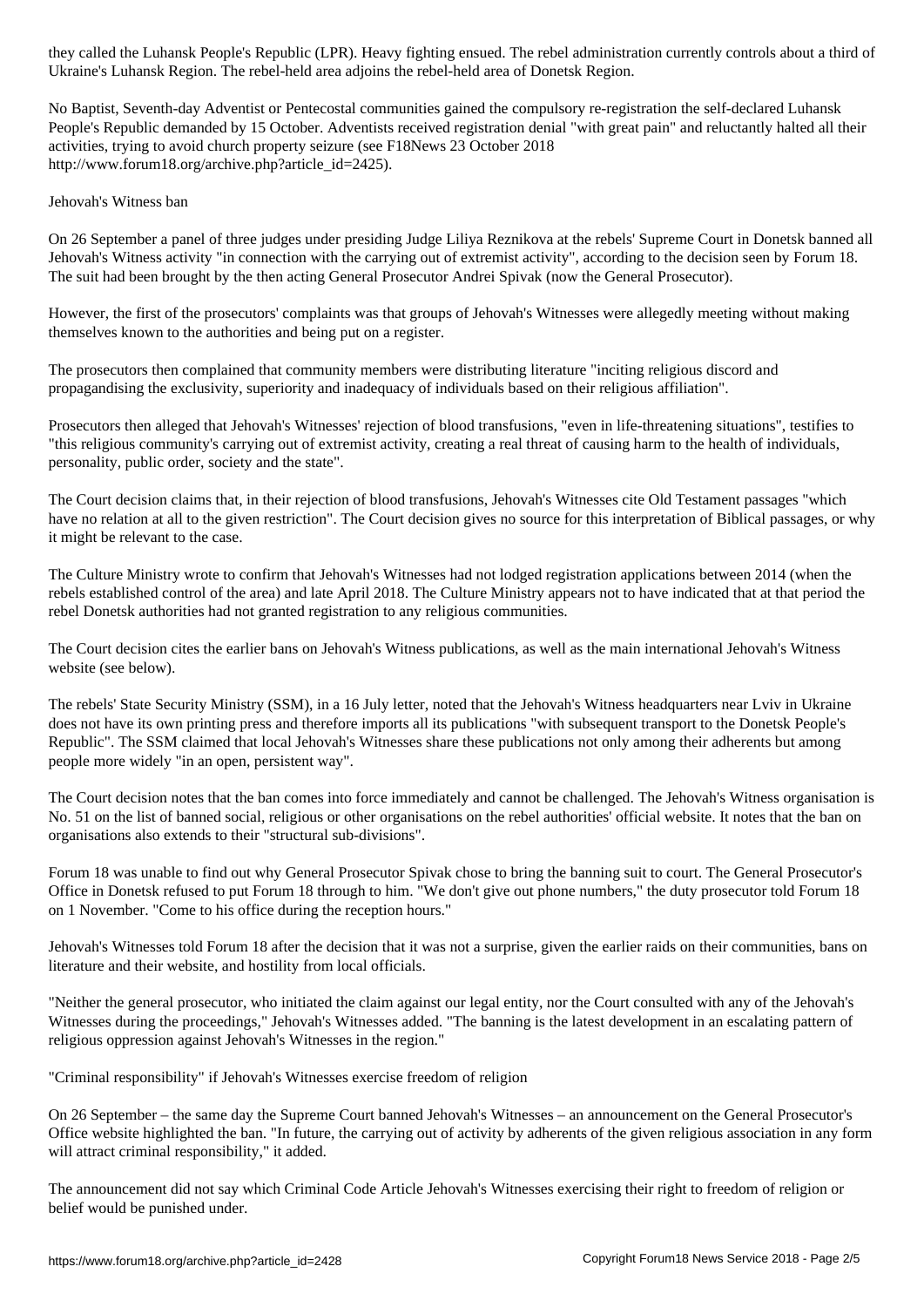they called the Luhansk People's Republic (LPR). Heavy fighting ensued. The rebel administration currently controls about a third of Ukraine's Luhansk Region. The rebel-held area adjoins the rebel-held area of Donetsk Region.

No Baptist, Seventh-day Adventist or Pentecostal communities gained the compulsory re-registration the self-declared Luhansk People's Republic demanded by 15 October. Adventists received registration denial "with great pain" and reluctantly halted all their activities, trying to avoid church property seizure (see F18News 23 October 2018 http://www.forum18.org/archive.php?article_id=2425).

## Jehovah's Witness ban

On 26 September a panel of three judges under presiding Judge Liliya Reznikova at the rebels' Supreme Court in Donetsk banned all Jehovah's Witness activity "in connection with the carrying out of extremist activity", according to the decision seen by Forum 18. The suit had been brought by the then acting General Prosecutor Andrei Spivak (now the General Prosecutor).

However, the first of the prosecutors' complaints was that groups of Jehovah's Witnesses were allegedly meeting without making themselves known to the authorities and being put on a register.

The prosecutors then complained that community members were distributing literature "inciting religious discord and propagandising the exclusivity, superiority and inadequacy of individuals based on their religious affiliation".

Prosecutors then alleged that Jehovah's Witnesses' rejection of blood transfusions, "even in life-threatening situations", testifies to "this religious community's carrying out of extremist activity, creating a real threat of causing harm to the health of individuals, personality, public order, society and the state".

The Court decision claims that, in their rejection of blood transfusions, Jehovah's Witnesses cite Old Testament passages "which have no relation at all to the given restriction". The Court decision gives no source for this interpretation of Biblical passages, or why it might be relevant to the case.

The Culture Ministry wrote to confirm that Jehovah's Witnesses had not lodged registration applications between 2014 (when the rebels established control of the area) and late April 2018. The Culture Ministry appears not to have indicated that at that period the rebel Donetsk authorities had not granted registration to any religious communities.

The Court decision cites the earlier bans on Jehovah's Witness publications, as well as the main international Jehovah's Witness website (see below).

The rebels' State Security Ministry (SSM), in a 16 July letter, noted that the Jehovah's Witness headquarters near Lviv in Ukraine does not have its own printing press and therefore imports all its publications "with subsequent transport to the Donetsk People's Republic". The SSM claimed that local Jehovah's Witnesses share these publications not only among their adherents but among people more widely "in an open, persistent way".

The Court decision notes that the ban comes into force immediately and cannot be challenged. The Jehovah's Witness organisation is No. 51 on the list of banned social, religious or other organisations on the rebel authorities' official website. It notes that the ban on organisations also extends to their "structural sub-divisions".

Forum 18 was unable to find out why General Prosecutor Spivak chose to bring the banning suit to court. The General Prosecutor's Office in Donetsk refused to put Forum 18 through to him. "We don't give out phone numbers," the duty prosecutor told Forum 18 on 1 November. "Come to his office during the reception hours."

Jehovah's Witnesses told Forum 18 after the decision that it was not a surprise, given the earlier raids on their communities, bans on literature and their website, and hostility from local officials.

"Neither the general prosecutor, who initiated the claim against our legal entity, nor the Court consulted with any of the Jehovah's Witnesses during the proceedings," Jehovah's Witnesses added. "The banning is the latest development in an escalating pattern of religious oppression against Jehovah's Witnesses in the region."

## "Criminal responsibility" if Jehovah's Witnesses exercise freedom of religion

On 26 September – the same day the Supreme Court banned Jehovah's Witnesses – an announcement on the General Prosecutor's Office website highlighted the ban. "In future, the carrying out of activity by adherents of the given religious association in any form will attract criminal responsibility," it added.

The announcement did not say which Criminal Code Article Jehovah's Witnesses exercising their right to freedom of religion or belief would be punished under.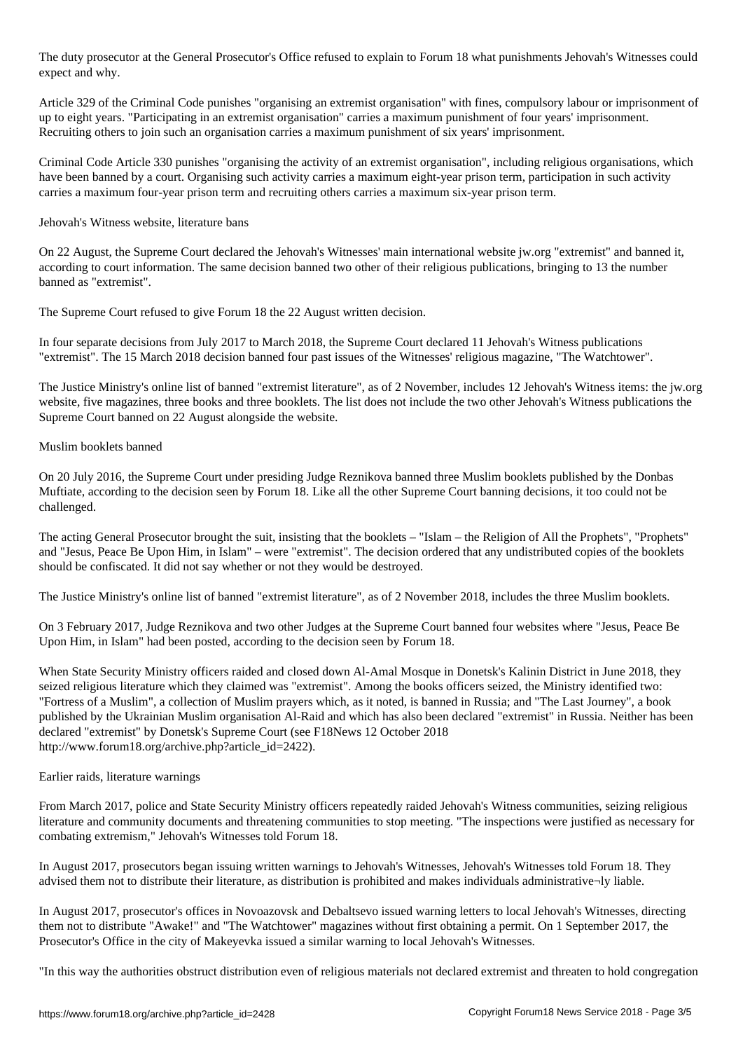The duty prosecutor at the General Prosecutor's Office refused to explain to Forum 18 what punishments Jehovah's Witnesses could expect and why.

Article 329 of the Criminal Code punishes "organising an extremist organisation" with fines, compulsory labour or imprisonment of up to eight years. "Participating in an extremist organisation" carries a maximum punishment of four years' imprisonment. Recruiting others to join such an organisation carries a maximum punishment of six years' imprisonment.

Criminal Code Article 330 punishes "organising the activity of an extremist organisation", including religious organisations, which have been banned by a court. Organising such activity carries a maximum eight-year prison term, participation in such activity carries a maximum four-year prison term and recruiting others carries a maximum six-year prison term.

## Jehovah's Witness website, literature bans

On 22 August, the Supreme Court declared the Jehovah's Witnesses' main international website jw.org "extremist" and banned it, according to court information. The same decision banned two other of their religious publications, bringing to 13 the number banned as "extremist".

The Supreme Court refused to give Forum 18 the 22 August written decision.

In four separate decisions from July 2017 to March 2018, the Supreme Court declared 11 Jehovah's Witness publications "extremist". The 15 March 2018 decision banned four past issues of the Witnesses' religious magazine, "The Watchtower".

The Justice Ministry's online list of banned "extremist literature", as of 2 November, includes 12 Jehovah's Witness items: the jw.org website, five magazines, three books and three booklets. The list does not include the two other Jehovah's Witness publications the Supreme Court banned on 22 August alongside the website.

## Muslim booklets banned

On 20 July 2016, the Supreme Court under presiding Judge Reznikova banned three Muslim booklets published by the Donbas Muftiate, according to the decision seen by Forum 18. Like all the other Supreme Court banning decisions, it too could not be challenged.

The acting General Prosecutor brought the suit, insisting that the booklets – "Islam – the Religion of All the Prophets", "Prophets" and "Jesus, Peace Be Upon Him, in Islam" – were "extremist". The decision ordered that any undistributed copies of the booklets should be confiscated. It did not say whether or not they would be destroyed.

The Justice Ministry's online list of banned "extremist literature", as of 2 November 2018, includes the three Muslim booklets.

On 3 February 2017, Judge Reznikova and two other Judges at the Supreme Court banned four websites where "Jesus, Peace Be Upon Him, in Islam" had been posted, according to the decision seen by Forum 18.

When State Security Ministry officers raided and closed down Al-Amal Mosque in Donetsk's Kalinin District in June 2018, they seized religious literature which they claimed was "extremist". Among the books officers seized, the Ministry identified two: "Fortress of a Muslim", a collection of Muslim prayers which, as it noted, is banned in Russia; and "The Last Journey", a book published by the Ukrainian Muslim organisation Al-Raid and which has also been declared "extremist" in Russia. Neither has been declared "extremist" by Donetsk's Supreme Court (see F18News 12 October 2018 http://www.forum18.org/archive.php?article_id=2422).

## Earlier raids, literature warnings

From March 2017, police and State Security Ministry officers repeatedly raided Jehovah's Witness communities, seizing religious literature and community documents and threatening communities to stop meeting. "The inspections were justified as necessary for combating extremism," Jehovah's Witnesses told Forum 18.

In August 2017, prosecutors began issuing written warnings to Jehovah's Witnesses, Jehovah's Witnesses told Forum 18. They advised them not to distribute their literature, as distribution is prohibited and makes individuals administratively liable.

In August 2017, prosecutor's offices in Novoazovsk and Debaltsevo issued warning letters to local Jehovah's Witnesses, directing them not to distribute "Awake!" and "The Watchtower" magazines without first obtaining a permit. On 1 September 2017, the Prosecutor's Office in the city of Makeyevka issued a similar warning to local Jehovah's Witnesses.

"In this way the authorities obstruct distribution even of religious materials not declared extremist and threaten to hold congregation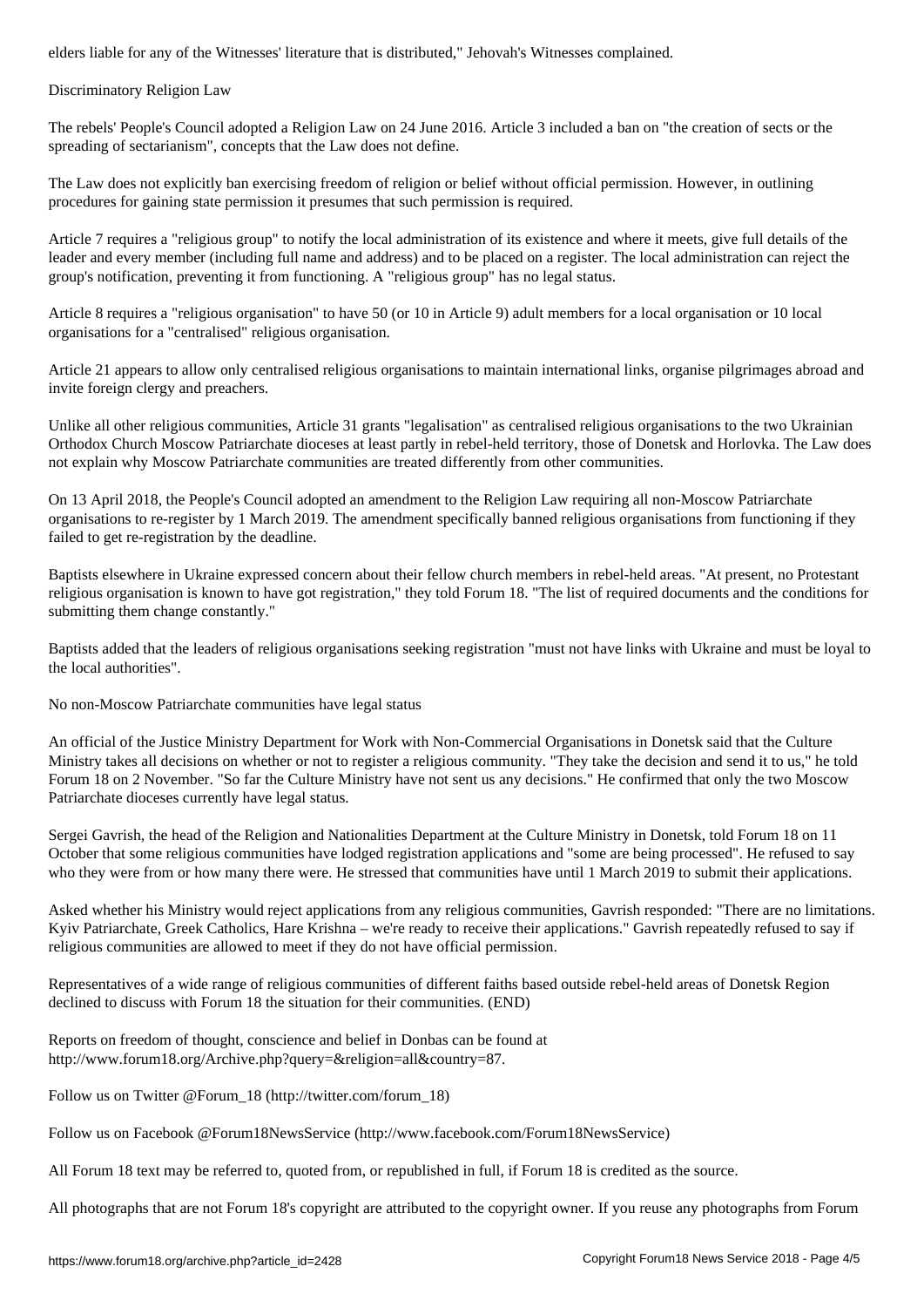elders liable for any of the Witnesses' literature that is distributed," Jehovah's Witnesses complained.

## Discriminatory Religion Law

The rebels' People's Council adopted a Religion Law on 24 June 2016. Article 3 included a ban on "the creation of sects or the spreading of sectarianism", concepts that the Law does not define.

The Law does not explicitly ban exercising freedom of religion or belief without official permission. However, in outlining procedures for gaining state permission it presumes that such permission is required.

Article 7 requires a "religious group" to notify the local administration of its existence and where it meets, give full details of the leader and every member (including full name and address) and to be placed on a register. The local administration can reject the group's notification, preventing it from functioning. A "religious group" has no legal status.

Article 8 requires a "religious organisation" to have 50 (or 10 in Article 9) adult members for a local organisation or 10 local organisations for a "centralised" religious organisation.

Article 21 appears to allow only centralised religious organisations to maintain international links, organise pilgrimages abroad and invite foreign clergy and preachers.

Unlike all other religious communities, Article 31 grants "legalisation" as centralised religious organisations to the two Ukrainian Orthodox Church Moscow Patriarchate dioceses at least partly in rebel-held territory, those of Donetsk and Horlovka. The Law does not explain why Moscow Patriarchate communities are treated differently from other communities.

On 13 April 2018, the People's Council adopted an amendment to the Religion Law requiring all non-Moscow Patriarchate organisations to re-register by 1 March 2019. The amendment specifically banned religious organisations from functioning if they failed to get re-registration by the deadline.

Baptists elsewhere in Ukraine expressed concern about their fellow church members in rebel-held areas. "At present, no Protestant religious organisation is known to have got registration," they told Forum 18. "The list of required documents and the conditions for submitting them change constantly."

Baptists added that the leaders of religious organisations seeking registration "must not have links with Ukraine and must be loyal to the local authorities".

## No non-Moscow Patriarchate communities have legal status

An official of the Justice Ministry Department for Work with Non-Commercial Organisations in Donetsk said that the Culture Ministry takes all decisions on whether or not to register a religious community. "They take the decision and send it to us," he told Forum 18 on 2 November. "So far the Culture Ministry have not sent us any decisions." He confirmed that only the two Moscow Patriarchate dioceses currently have legal status.

Sergei Gavrish, the head of the Religion and Nationalities Department at the Culture Ministry in Donetsk, told Forum 18 on 11 October that some religious communities have lodged registration applications and "some are being processed". He refused to say who they were from or how many there were. He stressed that communities have until 1 March 2019 to submit their applications.

Asked whether his Ministry would reject applications from any religious communities, Gavrish responded: "There are no limitations. Kyiv Patriarchate, Greek Catholics, Hare Krishna – we're ready to receive their applications." Gavrish repeatedly refused to say if religious communities are allowed to meet if they do not have official permission.

Representatives of a wide range of religious communities of different faiths based outside rebel-held areas of Donetsk Region declined to discuss with Forum 18 the situation for their communities. (END)

Reports on freedom of thought, conscience and belief in Donbas can be found at http://www.forum18.org/Archive.php?query=&religion=all&country=87.

Follow us on Twitter @Forum_18 (http://twitter.com/forum_18)

Follow us on Facebook @Forum18NewsService (http://www.facebook.com/Forum18NewsService)

All Forum 18 text may be referred to, quoted from, or republished in full, if Forum 18 is credited as the source.

All photographs that are not Forum 18's copyright are attributed to the copyright owner. If you reuse any photographs from Forum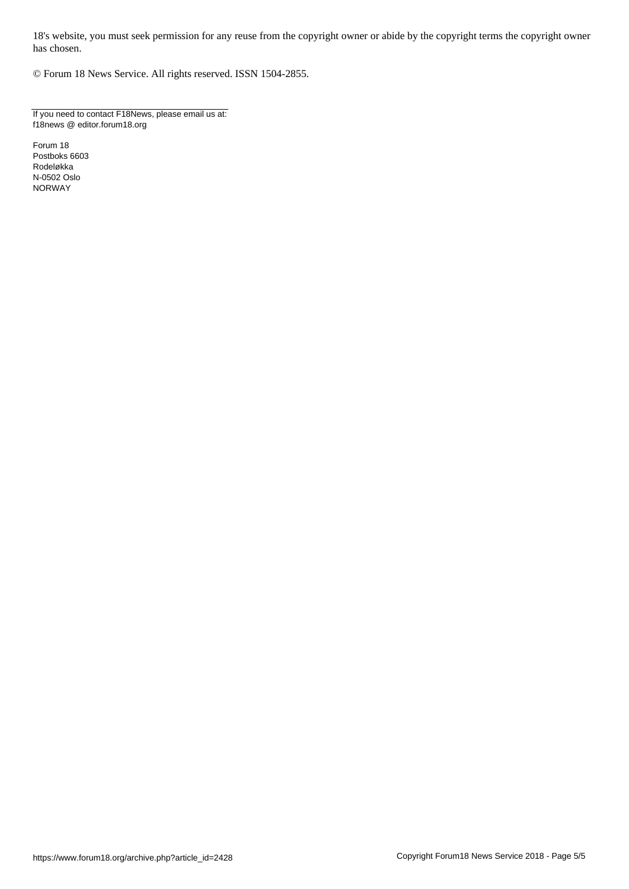18's website, you must seek permission for any reuse from the copyright owner or abide by the copyright terms the copyright owner has chosen.

© Forum 18 News Service. All rights reserved. ISSN 1504-2855.

---

If you need to contact F18News, please email us at:
f18news @ editor.forum18.org

Forum 18
Postboks 6603
Rodeløkka
N-0502 Oslo
NORWAY